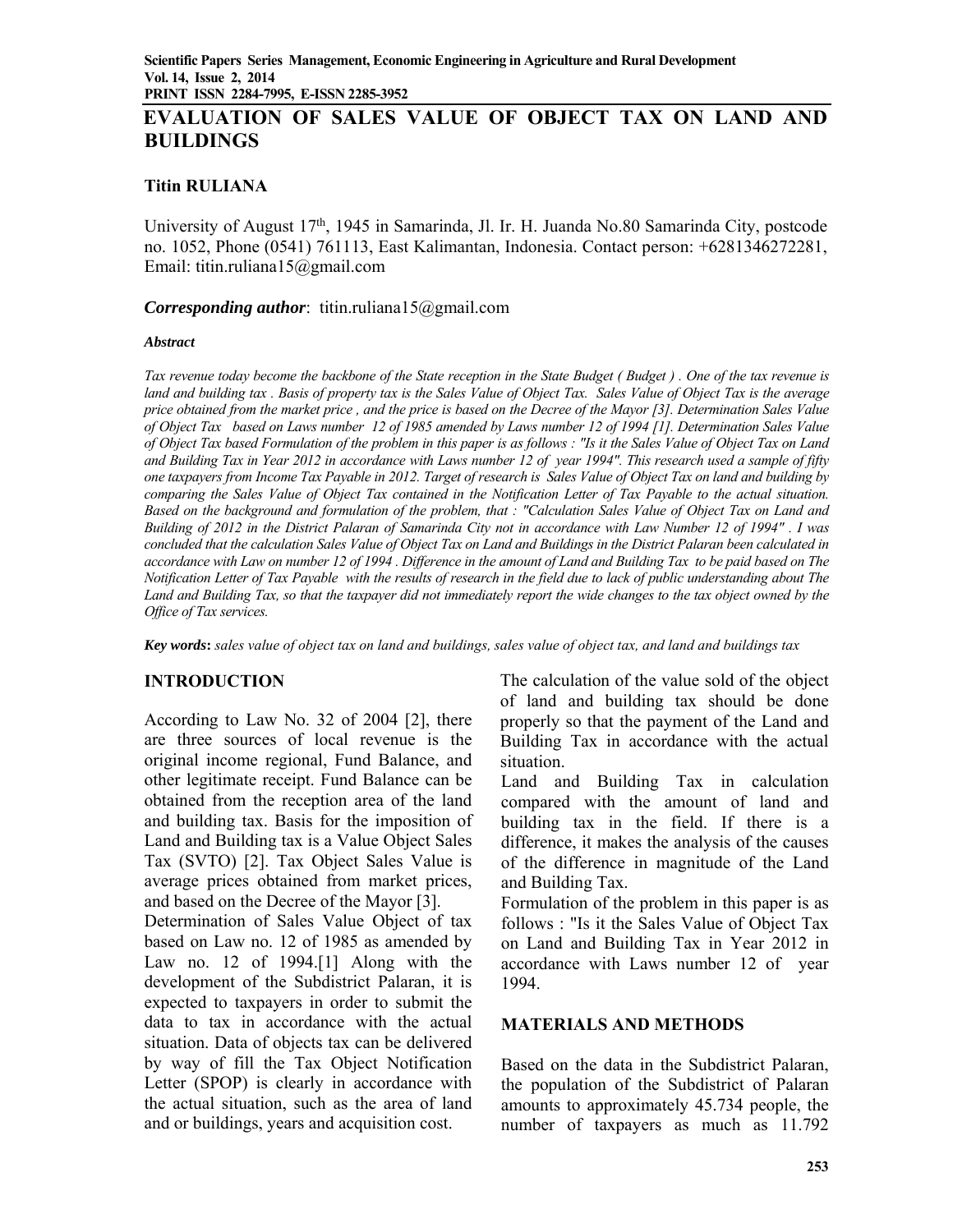# EVALUATION OF SALES VALUE OF OBJECT TAX ON LAND AND BUILDINGS

**Titin RULIANA**

University of August 17th, 1945 in Samarinda, Jl. Ir. H. Juanda No.80 Samarinda City, postcode no. 1052, Phone (0541) 761113, East Kalimantan, Indonesia. Contact person: +6281346272281, Email: titin.ruliana15@gmail.com

***Corresponding author***: titin.ruliana15@gmail.com

***Abstract***

*Tax revenue today become the backbone of the State reception in the State Budget ( Budget ) . One of the tax revenue is land and building tax . Basis of property tax is the Sales Value of Object Tax. Sales Value of Object Tax is the average price obtained from the market price , and the price is based on the Decree of the Mayor [3]. Determination Sales Value of Object Tax based on Laws number 12 of 1985 amended by Laws number 12 of 1994 [1]. Determination Sales Value of Object Tax based Formulation of the problem in this paper is as follows : "Is it the Sales Value of Object Tax on Land and Building Tax in Year 2012 in accordance with Laws number 12 of year 1994". This research used a sample of fifty one taxpayers from Income Tax Payable in 2012. Target of research is Sales Value of Object Tax on land and building by comparing the Sales Value of Object Tax contained in the Notification Letter of Tax Payable to the actual situation. Based on the background and formulation of the problem, that : "Calculation Sales Value of Object Tax on Land and Building of 2012 in the District Palaran of Samarinda City not in accordance with Law Number 12 of 1994" . I was concluded that the calculation Sales Value of Object Tax on Land and Buildings in the District Palaran been calculated in accordance with Law on number 12 of 1994 . Difference in the amount of Land and Building Tax to be paid based on The Notification Letter of Tax Payable with the results of research in the field due to lack of public understanding about The Land and Building Tax, so that the taxpayer did not immediately report the wide changes to the tax object owned by the Office of Tax services.*

***Key words:*** *sales value of object tax on land and buildings, sales value of object tax, and land and buildings tax*

## INTRODUCTION

According to Law No. 32 of 2004 [2], there are three sources of local revenue is the original income regional, Fund Balance, and other legitimate receipt. Fund Balance can be obtained from the reception area of the land and building tax. Basis for the imposition of Land and Building tax is a Value Object Sales Tax (SVTO) [2]. Tax Object Sales Value is average prices obtained from market prices, and based on the Decree of the Mayor [3].

Determination of Sales Value Object of tax based on Law no. 12 of 1985 as amended by Law no. 12 of 1994.[1] Along with the development of the Subdistrict Palaran, it is expected to taxpayers in order to submit the data to tax in accordance with the actual situation. Data of objects tax can be delivered by way of fill the Tax Object Notification Letter (SPOP) is clearly in accordance with the actual situation, such as the area of land and or buildings, years and acquisition cost.

The calculation of the value sold of the object of land and building tax should be done properly so that the payment of the Land and Building Tax in accordance with the actual situation.

Land and Building Tax in calculation compared with the amount of land and building tax in the field. If there is a difference, it makes the analysis of the causes of the difference in magnitude of the Land and Building Tax.

Formulation of the problem in this paper is as follows : "Is it the Sales Value of Object Tax on Land and Building Tax in Year 2012 in accordance with Laws number 12 of year 1994.

## MATERIALS AND METHODS

Based on the data in the Subdistrict Palaran, the population of the Subdistrict of Palaran amounts to approximately 45.734 people, the number of taxpayers as much as 11.792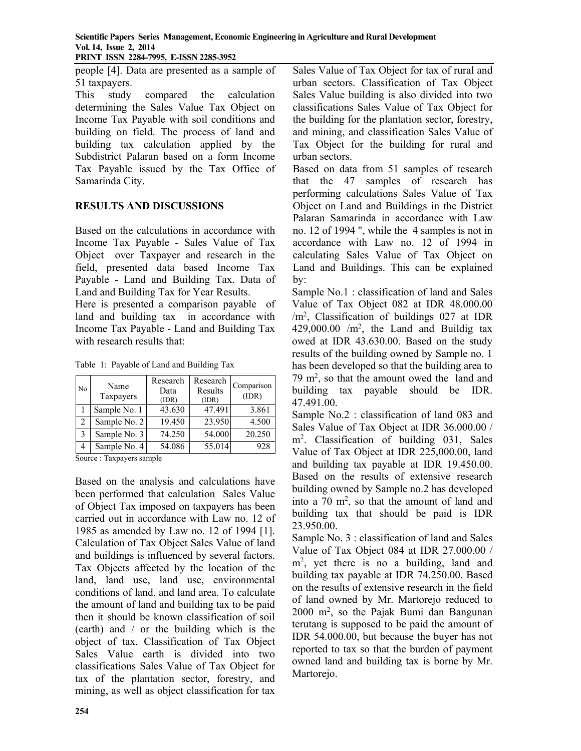people [4]. Data are presented as a sample of 51 taxpayers.

This study compared the calculation determining the Sales Value Tax Object on Income Tax Payable with soil conditions and building on field. The process of land and building tax calculation applied by the Subdistrict Palaran based on a form Income Tax Payable issued by the Tax Office of Samarinda City.

## RESULTS AND DISCUSSIONS

Based on the calculations in accordance with Income Tax Payable - Sales Value of Tax Object over Taxpayer and research in the field, presented data based Income Tax Payable - Land and Building Tax. Data of Land and Building Tax for Year Results.

Here is presented a comparison payable of land and building tax in accordance with Income Tax Payable - Land and Building Tax with research results that:

Table 1: Payable of Land and Building Tax

| No | Name Taxpayers | Research Data (IDR) | Research Results (IDR) | Comparison (IDR) |
|---|---|---|---|---|
| 1 | Sample No. 1 | 43.630 | 47.491 | 3.861 |
| 2 | Sample No. 2 | 19.450 | 23.950 | 4.500 |
| 3 | Sample No. 3 | 74.250 | 54.000 | 20.250 |
| 4 | Sample No. 4 | 54.086 | 55.014 | 928 |

Source : Taxpayers sample

Based on the analysis and calculations have been performed that calculation Sales Value of Object Tax imposed on taxpayers has been carried out in accordance with Law no. 12 of 1985 as amended by Law no. 12 of 1994 [1]. Calculation of Tax Object Sales Value of land and buildings is influenced by several factors. Tax Objects affected by the location of the land, land use, land use, environmental conditions of land, and land area. To calculate the amount of land and building tax to be paid then it should be known classification of soil (earth) and / or the building which is the object of tax. Classification of Tax Object Sales Value earth is divided into two classifications Sales Value of Tax Object for tax of the plantation sector, forestry, and mining, as well as object classification for tax Sales Value of Tax Object for tax of rural and urban sectors. Classification of Tax Object Sales Value building is also divided into two classifications Sales Value of Tax Object for the building for the plantation sector, forestry, and mining, and classification Sales Value of Tax Object for the building for rural and urban sectors.

Based on data from 51 samples of research that the 47 samples of research has performing calculations Sales Value of Tax Object on Land and Buildings in the District Palaran Samarinda in accordance with Law no. 12 of 1994 ", while the 4 samples is not in accordance with Law no. 12 of 1994 in calculating Sales Value of Tax Object on Land and Buildings. This can be explained by:

Sample No.1 : classification of land and Sales Value of Tax Object 082 at IDR 48.000.00 /$m^2$, Classification of buildings 027 at IDR 429,000.00 /$m^2$, the Land and Buildig tax owed at IDR 43.630.00. Based on the study results of the building owned by Sample no. 1 has been developed so that the building area to 79 $m^2$, so that the amount owed the land and building tax payable should be IDR. 47.491.00.

Sample No.2 : classification of land 083 and Sales Value of Tax Object at IDR 36.000.00 / $m^2$. Classification of building 031, Sales Value of Tax Object at IDR 225,000.00, land and building tax payable at IDR 19.450.00. Based on the results of extensive research building owned by Sample no.2 has developed into a 70 $m^2$, so that the amount of land and building tax that should be paid is IDR 23.950.00.

Sample No. 3 : classification of land and Sales Value of Tax Object 084 at IDR 27.000.00 / $m^2$, yet there is no a building, land and building tax payable at IDR 74.250.00. Based on the results of extensive research in the field of land owned by Mr. Martorejo reduced to 2000 $m^2$, so the Pajak Bumi dan Bangunan terutang is supposed to be paid the amount of IDR 54.000.00, but because the buyer has not reported to tax so that the burden of payment owned land and building tax is borne by Mr. Martorejo.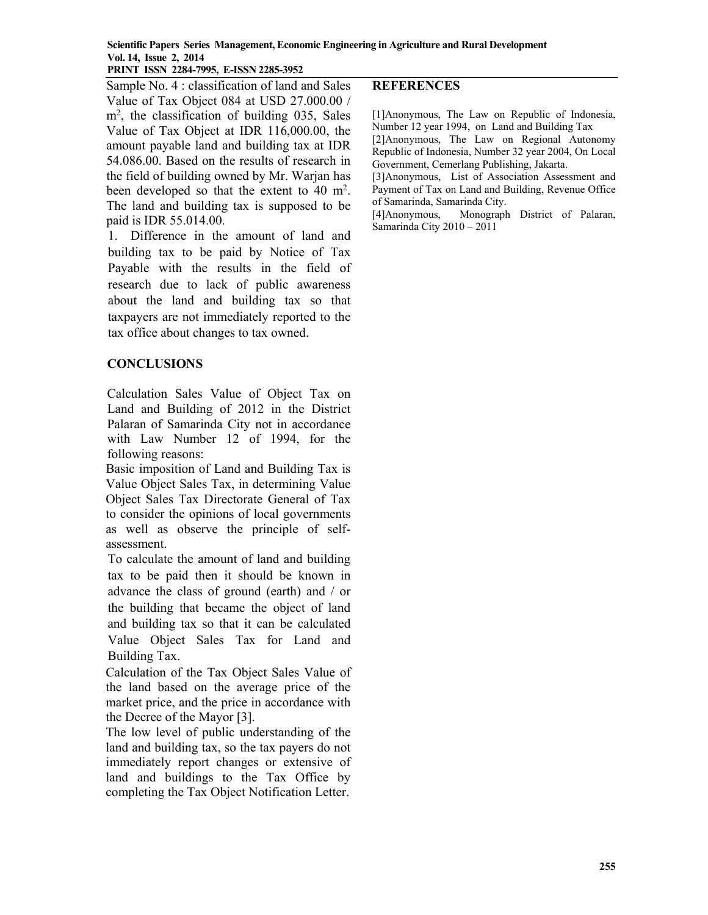Sample No. 4 : classification of land and Sales Value of Tax Object 084 at USD 27.000.00 / $m^2$, the classification of building 035, Sales Value of Tax Object at IDR 116,000.00, the amount payable land and building tax at IDR 54.086.00. Based on the results of research in the field of building owned by Mr. Warjan has been developed so that the extent to 40 $m^2$. The land and building tax is supposed to be paid is IDR 55.014.00.

1. Difference in the amount of land and building tax to be paid by Notice of Tax Payable with the results in the field of research due to lack of public awareness about the land and building tax so that taxpayers are not immediately reported to the tax office about changes to tax owned.

## CONCLUSIONS

Calculation Sales Value of Object Tax on Land and Building of 2012 in the District Palaran of Samarinda City not in accordance with Law Number 12 of 1994, for the following reasons:

Basic imposition of Land and Building Tax is Value Object Sales Tax, in determining Value Object Sales Tax Directorate General of Tax to consider the opinions of local governments as well as observe the principle of self-assessment.

To calculate the amount of land and building tax to be paid then it should be known in advance the class of ground (earth) and / or the building that became the object of land and building tax so that it can be calculated Value Object Sales Tax for Land and Building Tax.

Calculation of the Tax Object Sales Value of the land based on the average price of the market price, and the price in accordance with the Decree of the Mayor [3].

The low level of public understanding of the land and building tax, so the tax payers do not immediately report changes or extensive of land and buildings to the Tax Office by completing the Tax Object Notification Letter.

## REFERENCES

[1]Anonymous, The Law on Republic of Indonesia, Number 12 year 1994, on Land and Building Tax

[2]Anonymous, The Law on Regional Autonomy Republic of Indonesia, Number 32 year 2004, On Local Government, Cemerlang Publishing, Jakarta.

[3]Anonymous, List of Association Assessment and Payment of Tax on Land and Building, Revenue Office of Samarinda, Samarinda City.

[4]Anonymous, Monograph District of Palaran, Samarinda City 2010 – 2011